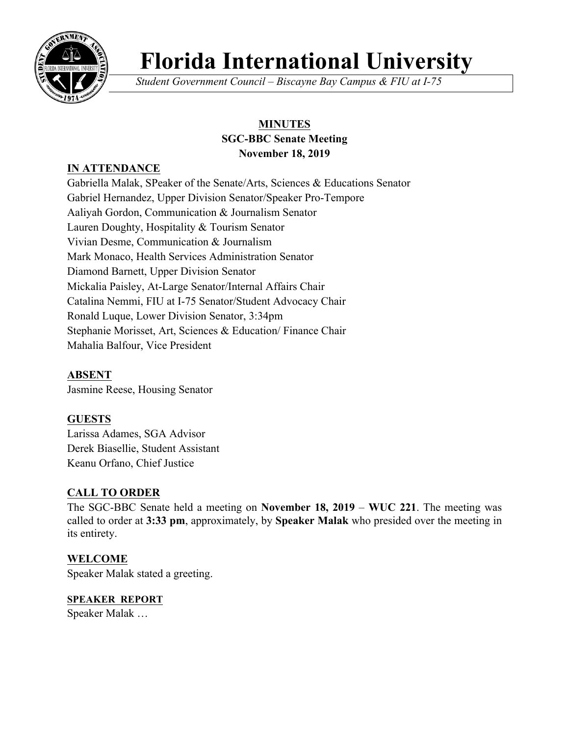# Florida International University

*Student Government Council – Biscayne Bay Campus & FIU at I-75*

**MINUTES**
**SGC-BBC Senate Meeting**
**November 18, 2019**

## IN ATTENDANCE

Gabriella Malak, SPeaker of the Senate/Arts, Sciences & Educations Senator
Gabriel Hernandez, Upper Division Senator/Speaker Pro-Tempore
Aaliyah Gordon, Communication & Journalism Senator
Lauren Doughty, Hospitality & Tourism Senator
Vivian Desme, Communication & Journalism
Mark Monaco, Health Services Administration Senator
Diamond Barnett, Upper Division Senator
Mickalia Paisley, At-Large Senator/Internal Affairs Chair
Catalina Nemmi, FIU at I-75 Senator/Student Advocacy Chair
Ronald Luque, Lower Division Senator, 3:34pm
Stephanie Morisset, Art, Sciences & Education/ Finance Chair
Mahalia Balfour, Vice President

## ABSENT

Jasmine Reese, Housing Senator

## GUESTS

Larissa Adames, SGA Advisor
Derek Biasellie, Student Assistant
Keanu Orfano, Chief Justice

## CALL TO ORDER

The SGC-BBC Senate held a meeting on **November 18, 2019** – **WUC 221**. The meeting was called to order at **3:33 pm**, approximately, by **Speaker Malak** who presided over the meeting in its entirety.

## WELCOME

Speaker Malak stated a greeting.

## SPEAKER REPORT

Speaker Malak …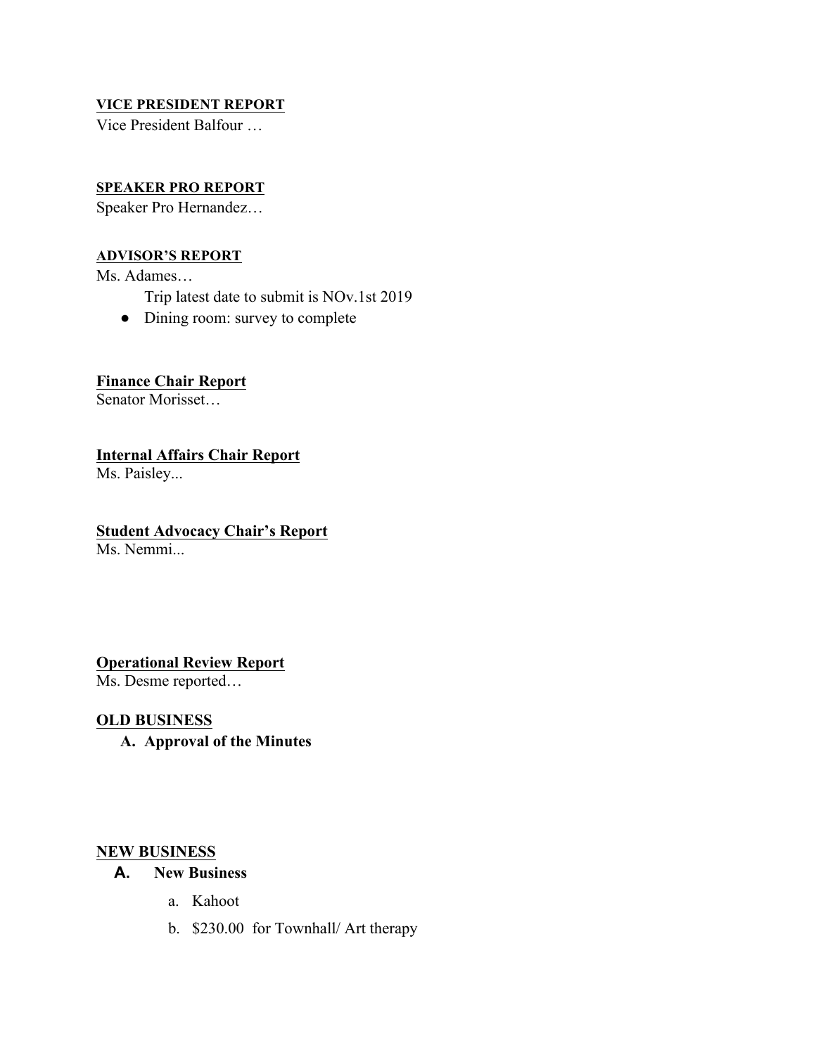**VICE PRESIDENT REPORT**

Vice President Balfour …

**SPEAKER PRO REPORT**

Speaker Pro Hernandez…

**ADVISOR'S REPORT**

Ms. Adames…

Trip latest date to submit is NOv.1st 2019

- Dining room: survey to complete

**Finance Chair Report**

Senator Morisset…

**Internal Affairs Chair Report**

Ms. Paisley...

**Student Advocacy Chair's Report**

Ms. Nemmi...

**Operational Review Report**

Ms. Desme reported…

**OLD BUSINESS**

A. **Approval of the Minutes**

**NEW BUSINESS**

A. **New Business**

a. Kahoot

b. $230.00 for Townhall/ Art therapy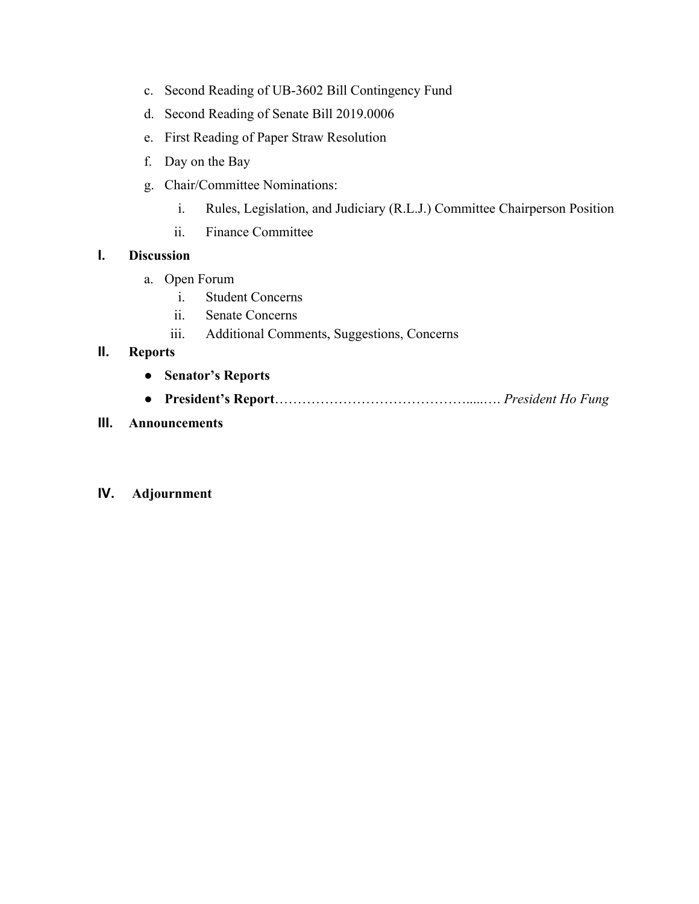c. Second Reading of UB-3602 Bill Contingency Fund
d. Second Reading of Senate Bill 2019.0006
e. First Reading of Paper Straw Resolution
f. Day on the Bay
g. Chair/Committee Nominations:
    i. Rules, Legislation, and Judiciary (R.L.J.) Committee Chairperson Position
    ii. Finance Committee

**I. Discussion**

a. Open Forum
    i. Student Concerns
    ii. Senate Concerns
    iii. Additional Comments, Suggestions, Concerns

**II. Reports**

- **Senator's Reports**
- **President's Report**……………………………………....…. *President Ho Fung*

**III. Announcements**

**IV. Adjournment**